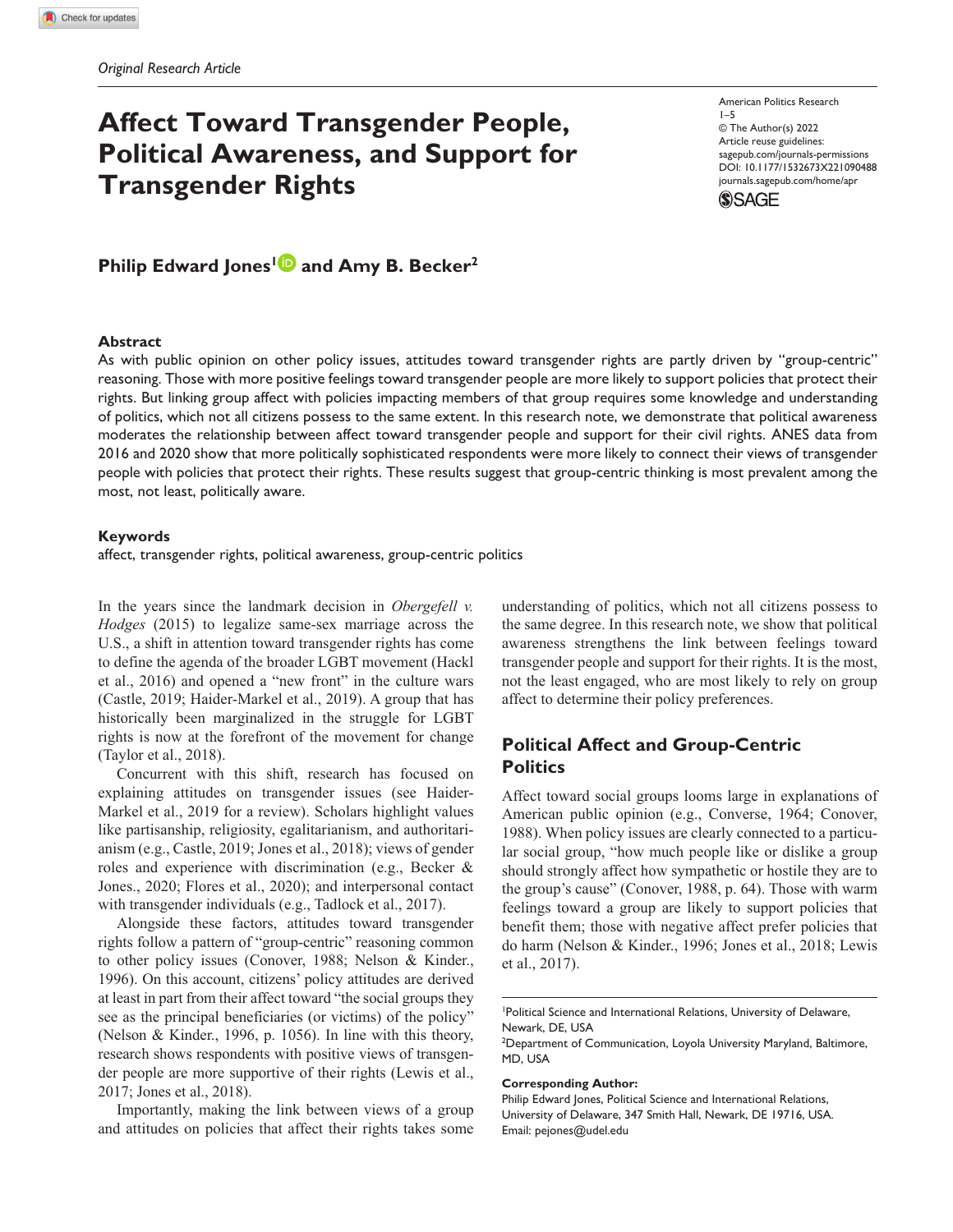*Original Research Article*

# Affect Toward Transgender People, Political Awareness, and Support for Transgender Rights

American Politics Research
1–5
© The Author(s) 2022
Article reuse guidelines:
sagepub.com/journals-permissions
DOI: 10.1177/1532673X221090488
journals.sagepub.com/home/apr

**Philip Edward Jones[1] and Amy B. Becker[2]**

### Abstract

As with public opinion on other policy issues, attitudes toward transgender rights are partly driven by "group-centric" reasoning. Those with more positive feelings toward transgender people are more likely to support policies that protect their rights. But linking group affect with policies impacting members of that group requires some knowledge and understanding of politics, which not all citizens possess to the same extent. In this research note, we demonstrate that political awareness moderates the relationship between affect toward transgender people and support for their civil rights. ANES data from 2016 and 2020 show that more politically sophisticated respondents were more likely to connect their views of transgender people with policies that protect their rights. These results suggest that group-centric thinking is most prevalent among the most, not least, politically aware.

### Keywords

affect, transgender rights, political awareness, group-centric politics

In the years since the landmark decision in *Obergefell v. Hodges* (2015) to legalize same-sex marriage across the U.S., a shift in attention toward transgender rights has come to define the agenda of the broader LGBT movement (Hackl et al., 2016) and opened a "new front" in the culture wars (Castle, 2019; Haider-Markel et al., 2019). A group that has historically been marginalized in the struggle for LGBT rights is now at the forefront of the movement for change (Taylor et al., 2018).

Concurrent with this shift, research has focused on explaining attitudes on transgender issues (see Haider-Markel et al., 2019 for a review). Scholars highlight values like partisanship, religiosity, egalitarianism, and authoritarianism (e.g., Castle, 2019; Jones et al., 2018); views of gender roles and experience with discrimination (e.g., Becker & Jones., 2020; Flores et al., 2020); and interpersonal contact with transgender individuals (e.g., Tadlock et al., 2017).

Alongside these factors, attitudes toward transgender rights follow a pattern of "group-centric" reasoning common to other policy issues (Conover, 1988; Nelson & Kinder., 1996). On this account, citizens' policy attitudes are derived at least in part from their affect toward "the social groups they see as the principal beneficiaries (or victims) of the policy" (Nelson & Kinder., 1996, p. 1056). In line with this theory, research shows respondents with positive views of transgender people are more supportive of their rights (Lewis et al., 2017; Jones et al., 2018).

Importantly, making the link between views of a group and attitudes on policies that affect their rights takes some understanding of politics, which not all citizens possess to the same degree. In this research note, we show that political awareness strengthens the link between feelings toward transgender people and support for their rights. It is the most, not the least, engaged, who are most likely to rely on group affect to determine their policy preferences.

## Political Affect and Group-Centric Politics

Affect toward social groups looms large in explanations of American public opinion (e.g., Converse, 1964; Conover, 1988). When policy issues are clearly connected to a particular social group, "how much people like or dislike a group should strongly affect how sympathetic or hostile they are to the group's cause" (Conover, 1988, p. 64). Those with warm feelings toward a group are likely to support policies that benefit them; those with negative affect prefer policies that do harm (Nelson & Kinder., 1996; Jones et al., 2018; Lewis et al., 2017).

[1] Political Science and International Relations, University of Delaware, Newark, DE, USA
[2] Department of Communication, Loyola University Maryland, Baltimore, MD, USA

**Corresponding Author:**
Philip Edward Jones, Political Science and International Relations, University of Delaware, 347 Smith Hall, Newark, DE 19716, USA.
Email: pejones@udel.edu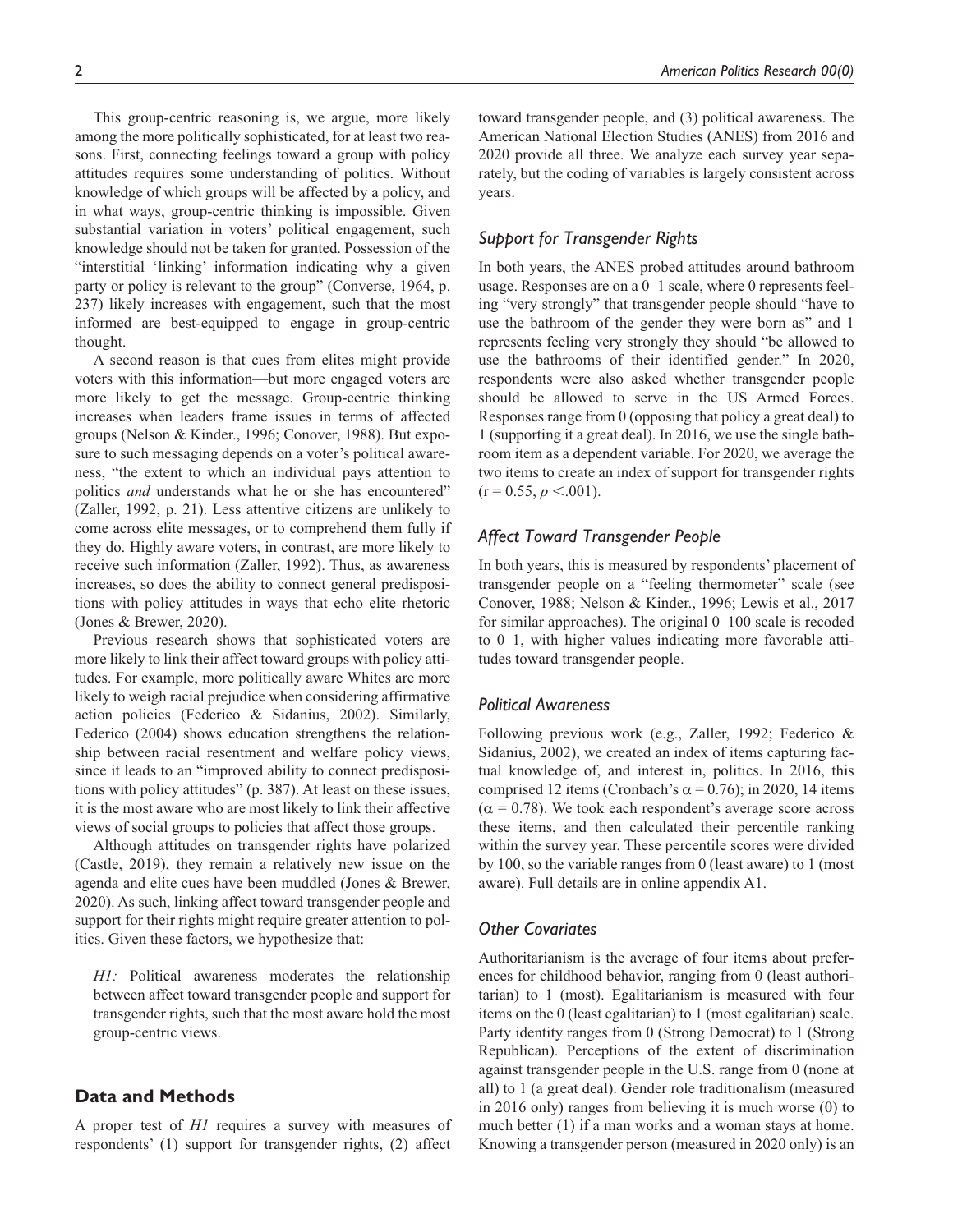This group-centric reasoning is, we argue, more likely among the more politically sophisticated, for at least two reasons. First, connecting feelings toward a group with policy attitudes requires some understanding of politics. Without knowledge of which groups will be affected by a policy, and in what ways, group-centric thinking is impossible. Given substantial variation in voters' political engagement, such knowledge should not be taken for granted. Possession of the "interstitial 'linking' information indicating why a given party or policy is relevant to the group" (Converse, 1964, p. 237) likely increases with engagement, such that the most informed are best-equipped to engage in group-centric thought.

A second reason is that cues from elites might provide voters with this information—but more engaged voters are more likely to get the message. Group-centric thinking increases when leaders frame issues in terms of affected groups (Nelson & Kinder., 1996; Conover, 1988). But exposure to such messaging depends on a voter's political awareness, "the extent to which an individual pays attention to politics *and* understands what he or she has encountered" (Zaller, 1992, p. 21). Less attentive citizens are unlikely to come across elite messages, or to comprehend them fully if they do. Highly aware voters, in contrast, are more likely to receive such information (Zaller, 1992). Thus, as awareness increases, so does the ability to connect general predispositions with policy attitudes in ways that echo elite rhetoric (Jones & Brewer, 2020).

Previous research shows that sophisticated voters are more likely to link their affect toward groups with policy attitudes. For example, more politically aware Whites are more likely to weigh racial prejudice when considering affirmative action policies (Federico & Sidanius, 2002). Similarly, Federico (2004) shows education strengthens the relationship between racial resentment and welfare policy views, since it leads to an "improved ability to connect predispositions with policy attitudes" (p. 387). At least on these issues, it is the most aware who are most likely to link their affective views of social groups to policies that affect those groups.

Although attitudes on transgender rights have polarized (Castle, 2019), they remain a relatively new issue on the agenda and elite cues have been muddled (Jones & Brewer, 2020). As such, linking affect toward transgender people and support for their rights might require greater attention to politics. Given these factors, we hypothesize that:

> *H1:* Political awareness moderates the relationship between affect toward transgender people and support for transgender rights, such that the most aware hold the most group-centric views.

## Data and Methods

A proper test of *H1* requires a survey with measures of respondents' (1) support for transgender rights, (2) affect toward transgender people, and (3) political awareness. The American National Election Studies (ANES) from 2016 and 2020 provide all three. We analyze each survey year separately, but the coding of variables is largely consistent across years.

### *Support for Transgender Rights*

In both years, the ANES probed attitudes around bathroom usage. Responses are on a 0–1 scale, where 0 represents feeling "very strongly" that transgender people should "have to use the bathroom of the gender they were born as" and 1 represents feeling very strongly they should "be allowed to use the bathrooms of their identified gender." In 2020, respondents were also asked whether transgender people should be allowed to serve in the US Armed Forces. Responses range from 0 (opposing that policy a great deal) to 1 (supporting it a great deal). In 2016, we use the single bathroom item as a dependent variable. For 2020, we average the two items to create an index of support for transgender rights ($r = 0.55$, $p < .001$).

### *Affect Toward Transgender People*

In both years, this is measured by respondents' placement of transgender people on a "feeling thermometer" scale (see Conover, 1988; Nelson & Kinder., 1996; Lewis et al., 2017 for similar approaches). The original 0–100 scale is recoded to 0–1, with higher values indicating more favorable attitudes toward transgender people.

### *Political Awareness*

Following previous work (e.g., Zaller, 1992; Federico & Sidanius, 2002), we created an index of items capturing factual knowledge of, and interest in, politics. In 2016, this comprised 12 items (Cronbach's $\alpha = 0.76$); in 2020, 14 items ($\alpha = 0.78$). We took each respondent's average score across these items, and then calculated their percentile ranking within the survey year. These percentile scores were divided by 100, so the variable ranges from 0 (least aware) to 1 (most aware). Full details are in online appendix A1.

### *Other Covariates*

Authoritarianism is the average of four items about preferences for childhood behavior, ranging from 0 (least authoritarian) to 1 (most). Egalitarianism is measured with four items on the 0 (least egalitarian) to 1 (most egalitarian) scale. Party identity ranges from 0 (Strong Democrat) to 1 (Strong Republican). Perceptions of the extent of discrimination against transgender people in the U.S. range from 0 (none at all) to 1 (a great deal). Gender role traditionalism (measured in 2016 only) ranges from believing it is much worse (0) to much better (1) if a man works and a woman stays at home. Knowing a transgender person (measured in 2020 only) is an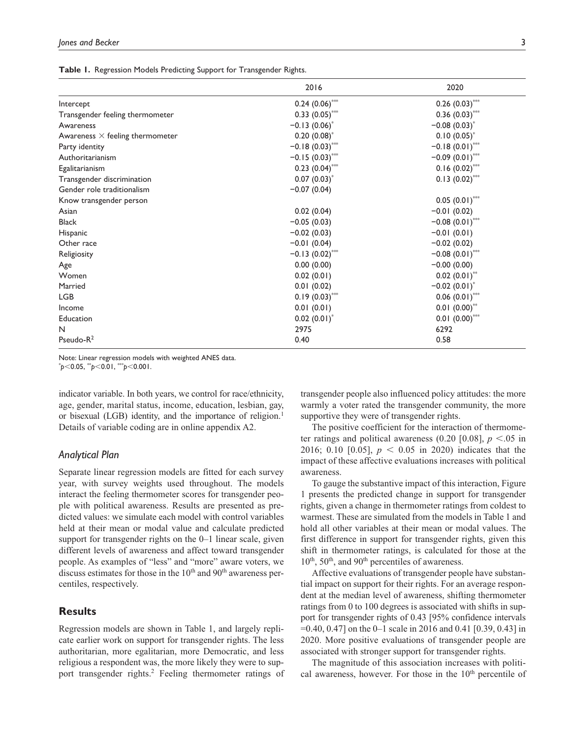**Table 1.** Regression Models Predicting Support for Transgender Rights.

| | 2016 | 2020 |
|---|---|---|
| Intercept | 0.24 (0.06)*** | 0.26 (0.03)*** |
| Transgender feeling thermometer | 0.33 (0.05)*** | 0.36 (0.03)*** |
| Awareness | −0.13 (0.06)* | −0.08 (0.03)* |
| Awareness × feeling thermometer | 0.20 (0.08)* | 0.10 (0.05)* |
| Party identity | −0.18 (0.03)*** | −0.18 (0.01)*** |
| Authoritarianism | −0.15 (0.03)*** | −0.09 (0.01)*** |
| Egalitarianism | 0.23 (0.04)*** | 0.16 (0.02)*** |
| Transgender discrimination | 0.07 (0.03)* | 0.13 (0.02)*** |
| Gender role traditionalism | −0.07 (0.04) | |
| Know transgender person | | 0.05 (0.01)*** |
| Asian | 0.02 (0.04) | −0.01 (0.02) |
| Black | −0.05 (0.03) | −0.08 (0.01)*** |
| Hispanic | −0.02 (0.03) | −0.01 (0.01) |
| Other race | −0.01 (0.04) | −0.02 (0.02) |
| Religiosity | −0.13 (0.02)*** | −0.08 (0.01)*** |
| Age | 0.00 (0.00) | −0.00 (0.00) |
| Women | 0.02 (0.01) | 0.02 (0.01)** |
| Married | 0.01 (0.02) | −0.02 (0.01)* |
| LGB | 0.19 (0.03)*** | 0.06 (0.01)*** |
| Income | 0.01 (0.01) | 0.01 (0.00)** |
| Education | 0.02 (0.01)* | 0.01 (0.00)*** |
| N | 2975 | 6292 |
| Pseudo-$R^2$ | 0.40 | 0.58 |

Note: Linear regression models with weighted ANES data.
*$p<0.05$, **$p<0.01$, ***$p<0.001$.

indicator variable. In both years, we control for race/ethnicity, age, gender, marital status, income, education, lesbian, gay, or bisexual (LGB) identity, and the importance of religion.[1] Details of variable coding are in online appendix A2.

### Analytical Plan

Separate linear regression models are fitted for each survey year, with survey weights used throughout. The models interact the feeling thermometer scores for transgender people with political awareness. Results are presented as predicted values: we simulate each model with control variables held at their mean or modal value and calculate predicted support for transgender rights on the 0–1 linear scale, given different levels of awareness and affect toward transgender people. As examples of "less" and "more" aware voters, we discuss estimates for those in the 10th and 90th awareness percentiles, respectively.

## Results

Regression models are shown in Table 1, and largely replicate earlier work on support for transgender rights. The less authoritarian, more egalitarian, more Democratic, and less religious a respondent was, the more likely they were to support transgender rights.[2] Feeling thermometer ratings of transgender people also influenced policy attitudes: the more warmly a voter rated the transgender community, the more supportive they were of transgender rights.

The positive coefficient for the interaction of thermometer ratings and political awareness (0.20 [0.08], $p < .05$ in 2016; 0.10 [0.05], $p < 0.05$ in 2020) indicates that the impact of these affective evaluations increases with political awareness.

To gauge the substantive impact of this interaction, Figure 1 presents the predicted change in support for transgender rights, given a change in thermometer ratings from coldest to warmest. These are simulated from the models in Table 1 and hold all other variables at their mean or modal values. The first difference in support for transgender rights, given this shift in thermometer ratings, is calculated for those at the 10th, 50th, and 90th percentiles of awareness.

Affective evaluations of transgender people have substantial impact on support for their rights. For an average respondent at the median level of awareness, shifting thermometer ratings from 0 to 100 degrees is associated with shifts in support for transgender rights of 0.43 [95% confidence intervals =0.40, 0.47] on the 0–1 scale in 2016 and 0.41 [0.39, 0.43] in 2020. More positive evaluations of transgender people are associated with stronger support for transgender rights.

The magnitude of this association increases with political awareness, however. For those in the 10th percentile of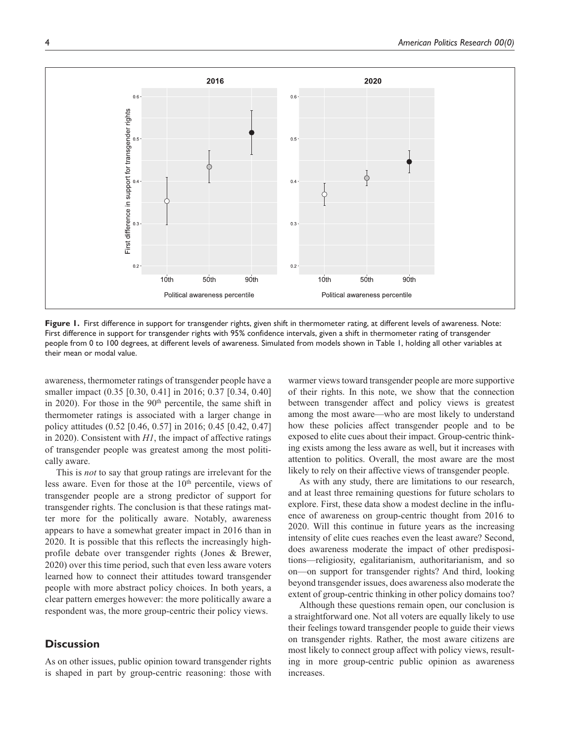**Figure 1.** First difference in support for transgender rights, given shift in thermometer rating, at different levels of awareness. Note: First difference in support for transgender rights with 95% confidence intervals, given a shift in thermometer rating of transgender people from 0 to 100 degrees, at different levels of awareness. Simulated from models shown in Table 1, holding all other variables at their mean or modal value.

awareness, thermometer ratings of transgender people have a smaller impact (0.35 [0.30, 0.41] in 2016; 0.37 [0.34, 0.40] in 2020). For those in the 90th percentile, the same shift in thermometer ratings is associated with a larger change in policy attitudes (0.52 [0.46, 0.57] in 2016; 0.45 [0.42, 0.47] in 2020). Consistent with *H1*, the impact of affective ratings of transgender people was greatest among the most politically aware.

This is *not* to say that group ratings are irrelevant for the less aware. Even for those at the 10th percentile, views of transgender people are a strong predictor of support for transgender rights. The conclusion is that these ratings matter more for the politically aware. Notably, awareness appears to have a somewhat greater impact in 2016 than in 2020. It is possible that this reflects the increasingly high-profile debate over transgender rights (Jones & Brewer, 2020) over this time period, such that even less aware voters learned how to connect their attitudes toward transgender people with more abstract policy choices. In both years, a clear pattern emerges however: the more politically aware a respondent was, the more group-centric their policy views.

## Discussion

As on other issues, public opinion toward transgender rights is shaped in part by group-centric reasoning: those with warmer views toward transgender people are more supportive of their rights. In this note, we show that the connection between transgender affect and policy views is greatest among the most aware—who are most likely to understand how these policies affect transgender people and to be exposed to elite cues about their impact. Group-centric thinking exists among the less aware as well, but it increases with attention to politics. Overall, the most aware are the most likely to rely on their affective views of transgender people.

As with any study, there are limitations to our research, and at least three remaining questions for future scholars to explore. First, these data show a modest decline in the influence of awareness on group-centric thought from 2016 to 2020. Will this continue in future years as the increasing intensity of elite cues reaches even the least aware? Second, does awareness moderate the impact of other predispositions—religiosity, egalitarianism, authoritarianism, and so on—on support for transgender rights? And third, looking beyond transgender issues, does awareness also moderate the extent of group-centric thinking in other policy domains too?

Although these questions remain open, our conclusion is a straightforward one. Not all voters are equally likely to use their feelings toward transgender people to guide their views on transgender rights. Rather, the most aware citizens are most likely to connect group affect with policy views, resulting in more group-centric public opinion as awareness increases.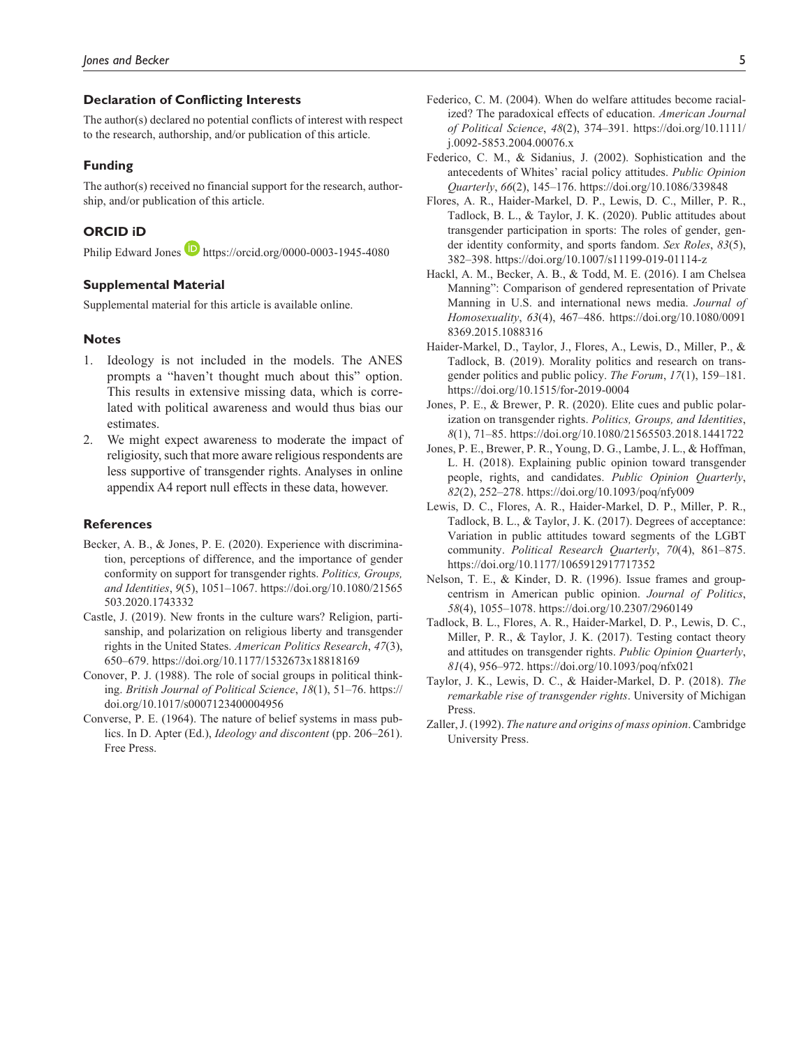## Declaration of Conflicting Interests

The author(s) declared no potential conflicts of interest with respect to the research, authorship, and/or publication of this article.

## Funding

The author(s) received no financial support for the research, authorship, and/or publication of this article.

## ORCID iD

Philip Edward Jones https://orcid.org/0000-0003-1945-4080

## Supplemental Material

Supplemental material for this article is available online.

## Notes

1. Ideology is not included in the models. The ANES prompts a "haven't thought much about this" option. This results in extensive missing data, which is correlated with political awareness and would thus bias our estimates.
2. We might expect awareness to moderate the impact of religiosity, such that more aware religious respondents are less supportive of transgender rights. Analyses in online appendix A4 report null effects in these data, however.

## References

Becker, A. B., & Jones, P. E. (2020). Experience with discrimination, perceptions of difference, and the importance of gender conformity on support for transgender rights. *Politics, Groups, and Identities*, *9*(5), 1051–1067. https://doi.org/10.1080/21565503.2020.1743332

Castle, J. (2019). New fronts in the culture wars? Religion, partisanship, and polarization on religious liberty and transgender rights in the United States. *American Politics Research*, *47*(3), 650–679. https://doi.org/10.1177/1532673x18818169

Conover, P. J. (1988). The role of social groups in political thinking. *British Journal of Political Science*, *18*(1), 51–76. https://doi.org/10.1017/s0007123400004956

Converse, P. E. (1964). The nature of belief systems in mass publics. In D. Apter (Ed.), *Ideology and discontent* (pp. 206–261). Free Press.

Federico, C. M. (2004). When do welfare attitudes become racialized? The paradoxical effects of education. *American Journal of Political Science*, *48*(2), 374–391. https://doi.org/10.1111/j.0092-5853.2004.00076.x

Federico, C. M., & Sidanius, J. (2002). Sophistication and the antecedents of Whites' racial policy attitudes. *Public Opinion Quarterly*, *66*(2), 145–176. https://doi.org/10.1086/339848

Flores, A. R., Haider-Markel, D. P., Lewis, D. C., Miller, P. R., Tadlock, B. L., & Taylor, J. K. (2020). Public attitudes about transgender participation in sports: The roles of gender, gender identity conformity, and sports fandom. *Sex Roles*, *83*(5), 382–398. https://doi.org/10.1007/s11199-019-01114-z

Hackl, A. M., Becker, A. B., & Todd, M. E. (2016). I am Chelsea Manning": Comparison of gendered representation of Private Manning in U.S. and international news media. *Journal of Homosexuality*, *63*(4), 467–486. https://doi.org/10.1080/00918369.2015.1088316

Haider-Markel, D., Taylor, J., Flores, A., Lewis, D., Miller, P., & Tadlock, B. (2019). Morality politics and research on transgender politics and public policy. *The Forum*, *17*(1), 159–181. https://doi.org/10.1515/for-2019-0004

Jones, P. E., & Brewer, P. R. (2020). Elite cues and public polarization on transgender rights. *Politics, Groups, and Identities*, *8*(1), 71–85. https://doi.org/10.1080/21565503.2018.1441722

Jones, P. E., Brewer, P. R., Young, D. G., Lambe, J. L., & Hoffman, L. H. (2018). Explaining public opinion toward transgender people, rights, and candidates. *Public Opinion Quarterly*, *82*(2), 252–278. https://doi.org/10.1093/poq/nfy009

Lewis, D. C., Flores, A. R., Haider-Markel, D. P., Miller, P. R., Tadlock, B. L., & Taylor, J. K. (2017). Degrees of acceptance: Variation in public attitudes toward segments of the LGBT community. *Political Research Quarterly*, *70*(4), 861–875. https://doi.org/10.1177/1065912917717352

Nelson, T. E., & Kinder, D. R. (1996). Issue frames and group-centrism in American public opinion. *Journal of Politics*, *58*(4), 1055–1078. https://doi.org/10.2307/2960149

Tadlock, B. L., Flores, A. R., Haider-Markel, D. P., Lewis, D. C., Miller, P. R., & Taylor, J. K. (2017). Testing contact theory and attitudes on transgender rights. *Public Opinion Quarterly*, *81*(4), 956–972. https://doi.org/10.1093/poq/nfx021

Taylor, J. K., Lewis, D. C., & Haider-Markel, D. P. (2018). *The remarkable rise of transgender rights*. University of Michigan Press.

Zaller, J. (1992). *The nature and origins of mass opinion*. Cambridge University Press.